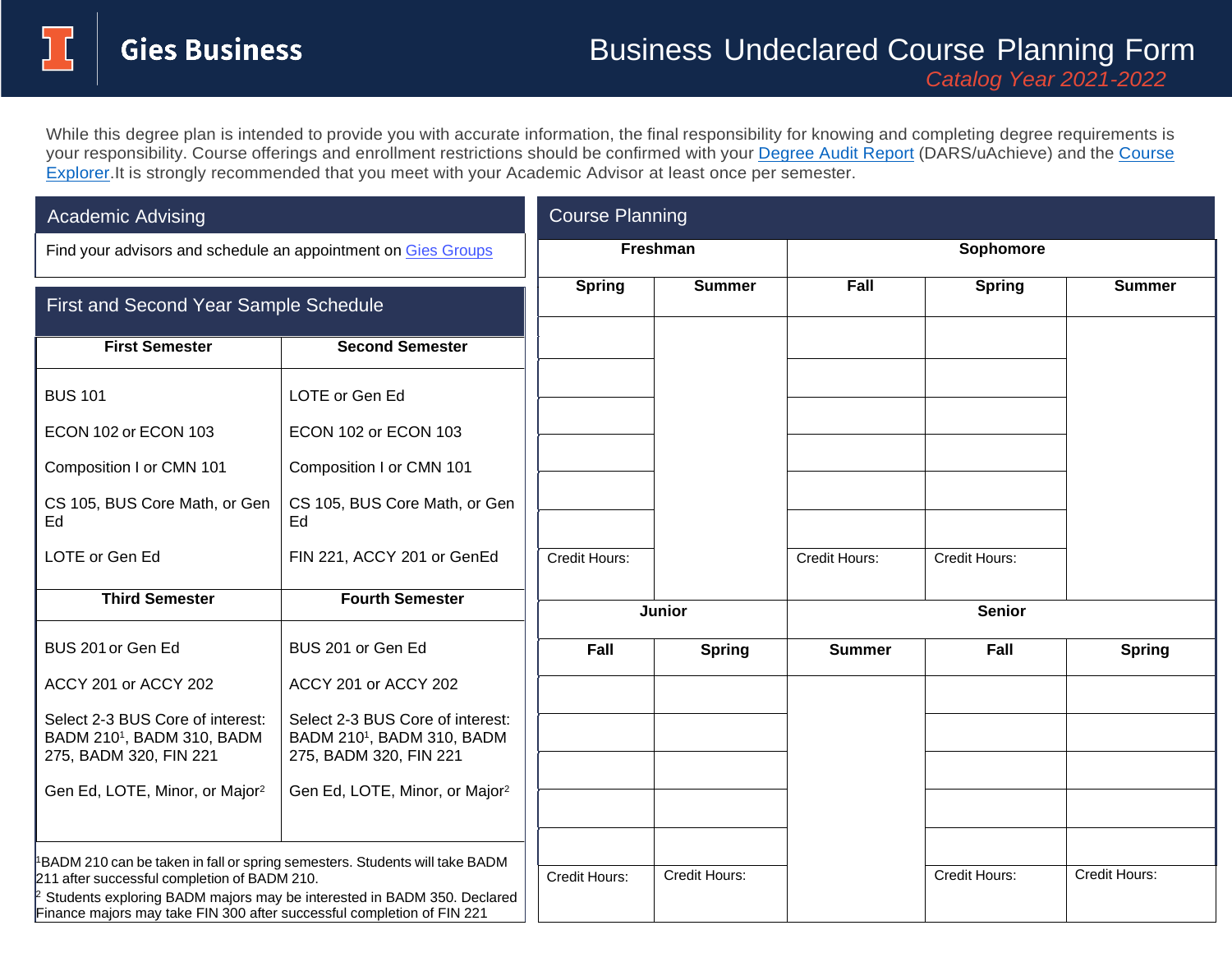# Gies Business

## Business Undeclared Course Planning Form

*Catalog Year 2021-2022*

While this degree plan is intended to provide you with accurate information, the final responsibility for knowing and completing degree requirements is your responsibility. Course offerings and enrollment restrictions should be confirmed with your Degree Audit Report (DARS/uAchieve) and the Course Explorer.It is strongly recommended that you meet with your Academic Advisor at least once per semester.

## Academic Advising

Find your advisors and schedule an appointment on Gies Groups

## First and Second Year Sample Schedule

| First Semester | Second Semester |
| --- | --- |
| BUS 101 | LOTE or Gen Ed |
| ECON 102 or ECON 103 | ECON 102 or ECON 103 |
| Composition I or CMN 101 | Composition I or CMN 101 |
| CS 105, BUS Core Math, or Gen Ed | CS 105, BUS Core Math, or Gen Ed |
| LOTE or Gen Ed | FIN 221, ACCY 201 or GenEd |
| **Third Semester** | **Fourth Semester** |
| BUS 201 or Gen Ed | BUS 201 or Gen Ed |
| ACCY 201 or ACCY 202 | ACCY 201 or ACCY 202 |
| Select 2-3 BUS Core of interest: BADM 210[1], BADM 310, BADM 275, BADM 320, FIN 221 | Select 2-3 BUS Core of interest: BADM 210[1], BADM 310, BADM 275, BADM 320, FIN 221 |
| Gen Ed, LOTE, Minor, or Major[2] | Gen Ed, LOTE, Minor, or Major[2] |

[1]BADM 210 can be taken in fall or spring semesters. Students will take BADM 211 after successful completion of BADM 210.

[2] Students exploring BADM majors may be interested in BADM 350. Declared Finance majors may take FIN 300 after successful completion of FIN 221

## Course Planning

| Freshman | | Sophomore | | |
| --- | --- | --- | --- | --- |
| **Spring** | **Summer** | **Fall** | **Spring** | **Summer** |
| | | | | |
| | | | | |
| | | | | |
| | | | | |
| | | | | |
| | | | | |
| Credit Hours: | | Credit Hours: | Credit Hours: | |

| Junior | | Senior | | |
| --- | --- | --- | --- | --- |
| **Fall** | **Spring** | **Summer** | **Fall** | **Spring** |
| | | | | |
| | | | | |
| | | | | |
| | | | | |
| | | | | |
| Credit Hours: | Credit Hours: | | Credit Hours: | Credit Hours: |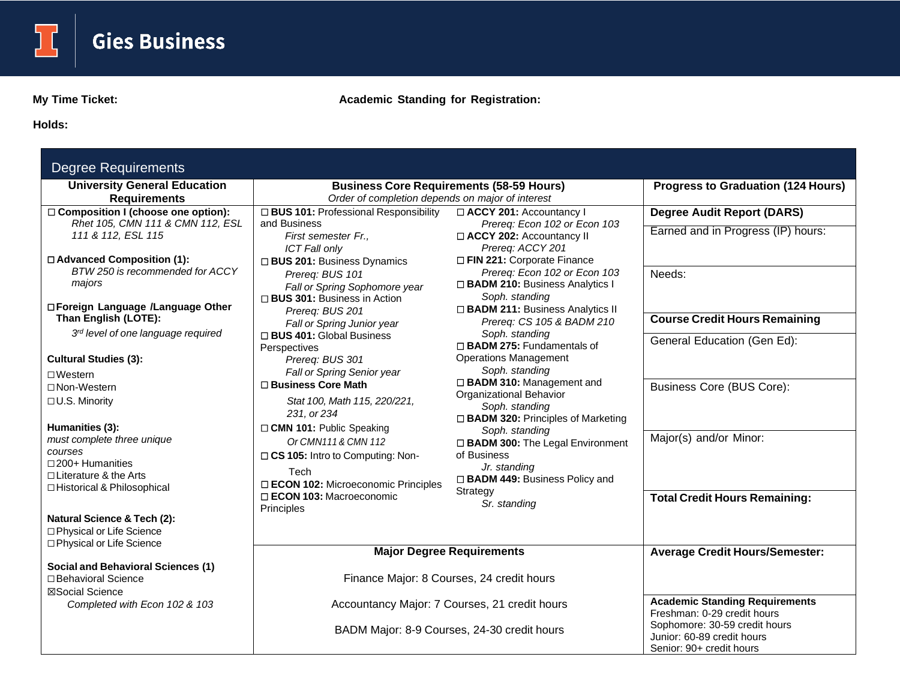# Gies Business

**My Time Ticket:**

**Academic Standing for Registration:**

**Holds:**

## Degree Requirements

### University General Education Requirements

☐ **Composition I (choose one option):**
*Rhet 105, CMN 111 & CMN 112, ESL 111 & 112, ESL 115*

☐ **Advanced Composition (1):**
*BTW 250 is recommended for ACCY majors*

☐ **Foreign Language /Language Other Than English (LOTE):**
*3rd level of one language required*

**Cultural Studies (3):**
☐ Western
☐ Non-Western
☐ U.S. Minority

**Humanities (3):**
*must complete three unique courses*
☐ 200+ Humanities
☐ Literature & the Arts
☐ Historical & Philosophical

**Natural Science & Tech (2):**
☐ Physical or Life Science
☐ Physical or Life Science

**Social and Behavioral Sciences (1)**
☐ Behavioral Science
☒ Social Science
*Completed with Econ 102 & 103*

### Business Core Requirements (58-59 Hours)

*Order of completion depends on major of interest*

☐ **BUS 101:** Professional Responsibility and Business
*First semester Fr.,*
*ICT Fall only*

☐ **BUS 201:** Business Dynamics
*Prereq: BUS 101*
*Fall or Spring Sophomore year*

☐ **BUS 301:** Business in Action
*Prereq: BUS 201*
*Fall or Spring Junior year*

☐ **BUS 401:** Global Business Perspectives
*Prereq: BUS 301*
*Fall or Spring Senior year*

☐ **Business Core Math**
*Stat 100, Math 115, 220/221, 231, or 234*

☐ **CMN 101:** Public Speaking
*Or CMN111 & CMN 112*

☐ **CS 105:** Intro to Computing: Non-Tech

☐ **ECON 102:** Microeconomic Principles

☐ **ECON 103:** Macroeconomic Principles

☐ **ACCY 201:** Accountancy I
*Prereq: Econ 102 or Econ 103*

☐ **ACCY 202:** Accountancy II
*Prereq: ACCY 201*

☐ **FIN 221:** Corporate Finance
*Prereq: Econ 102 or Econ 103*

☐ **BADM 210:** Business Analytics I
*Soph. standing*

☐ **BADM 211:** Business Analytics II
*Prereq: CS 105 & BADM 210*
*Soph. standing*

☐ **BADM 275:** Fundamentals of Operations Management
*Soph. standing*

☐ **BADM 310:** Management and Organizational Behavior
*Soph. standing*

☐ **BADM 320:** Principles of Marketing
*Soph. standing*

☐ **BADM 300:** The Legal Environment of Business
*Jr. standing*

☐ **BADM 449:** Business Policy and Strategy
*Sr. standing*

### Major Degree Requirements

Finance Major: 8 Courses, 24 credit hours

Accountancy Major: 7 Courses, 21 credit hours

BADM Major: 8-9 Courses, 24-30 credit hours

### Progress to Graduation (124 Hours)

**Degree Audit Report (DARS)**

Earned and in Progress (IP) hours:

Needs:

**Course Credit Hours Remaining**

General Education (Gen Ed):

Business Core (BUS Core):

Major(s) and/or Minor:

**Total Credit Hours Remaining:**

**Average Credit Hours/Semester:**

**Academic Standing Requirements**
Freshman: 0-29 credit hours
Sophomore: 30-59 credit hours
Junior: 60-89 credit hours
Senior: 90+ credit hours